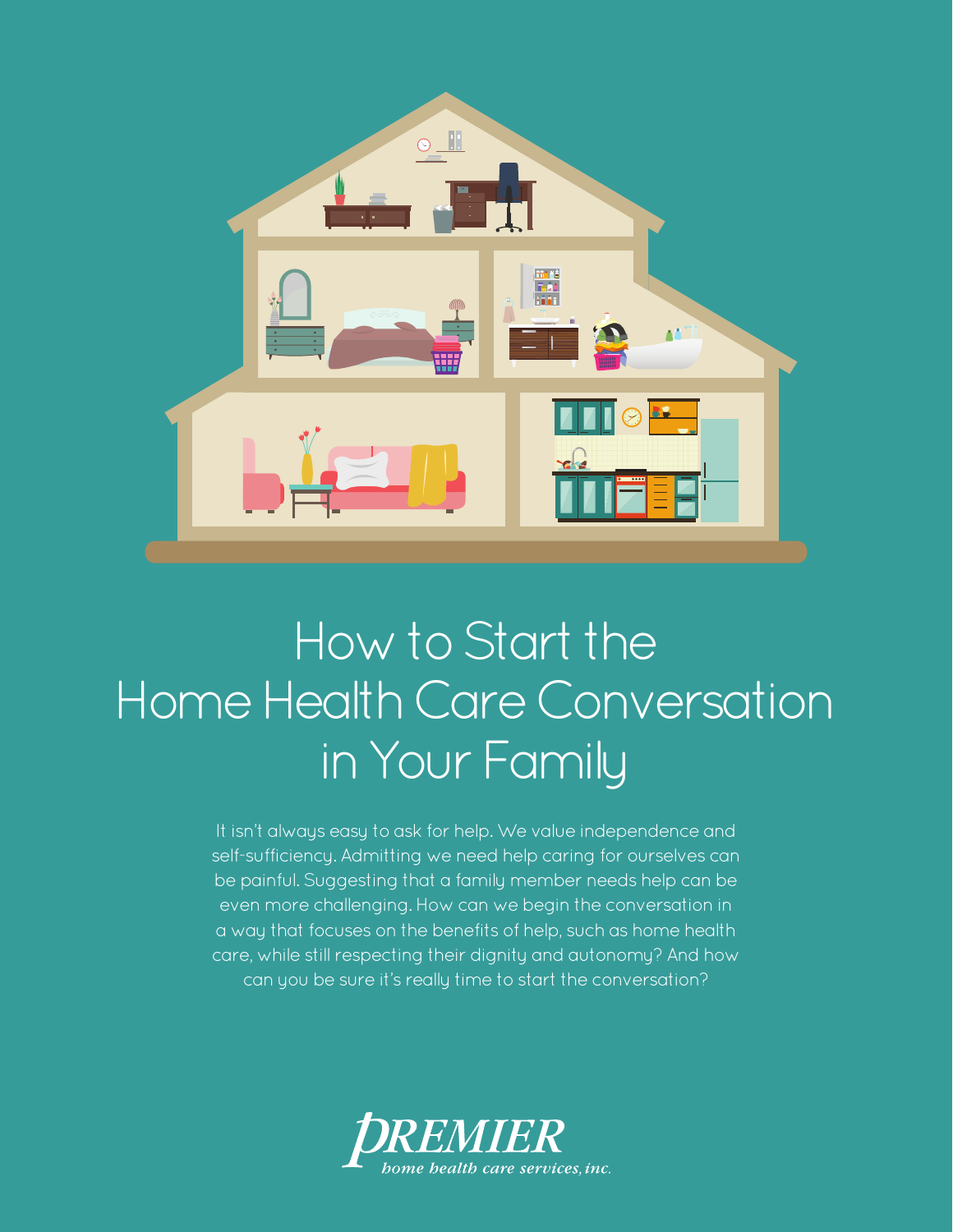# How to Start the Home Health Care Conversation in Your Family

It isn't always easy to ask for help. We value independence and self-sufficiency. Admitting we need help caring for ourselves can be painful. Suggesting that a family member needs help can be even more challenging. How can we begin the conversation in a way that focuses on the benefits of help, such as home health care, while still respecting their dignity and autonomy? And how can you be sure it's really time to start the conversation?

PREMIER
*home health care services, inc.*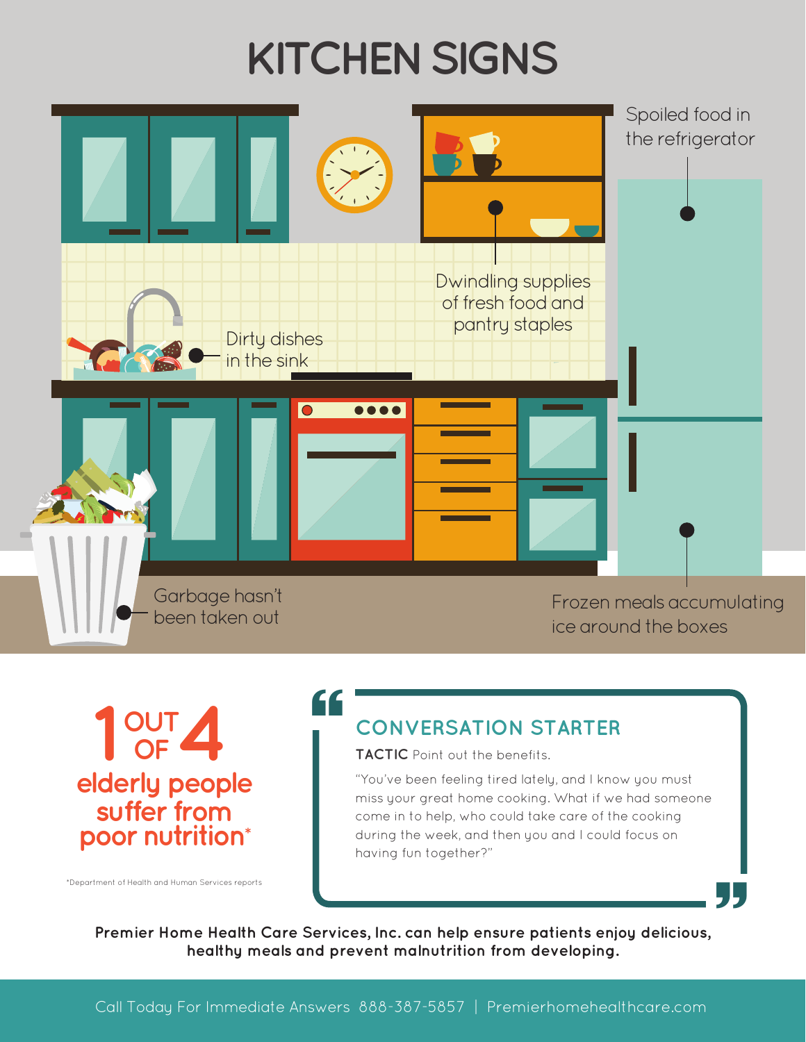# KITCHEN SIGNS

- Spoiled food in the refrigerator
- Dwindling supplies of fresh food and pantry staples
- Dirty dishes in the sink
- Garbage hasn't been taken out
- Frozen meals accumulating ice around the boxes

## 1 OUT OF 4 elderly people suffer from poor nutrition*

*Department of Health and Human Services reports

## CONVERSATION STARTER

**TACTIC** Point out the benefits.

"You've been feeling tired lately, and I know you must miss your great home cooking. What if we had someone come in to help, who could take care of the cooking during the week, and then you and I could focus on having fun together?"

**Premier Home Health Care Services, Inc. can help ensure patients enjoy delicious, healthy meals and prevent malnutrition from developing.**

Call Today For Immediate Answers 888-387-5857 | Premierhomehealthcare.com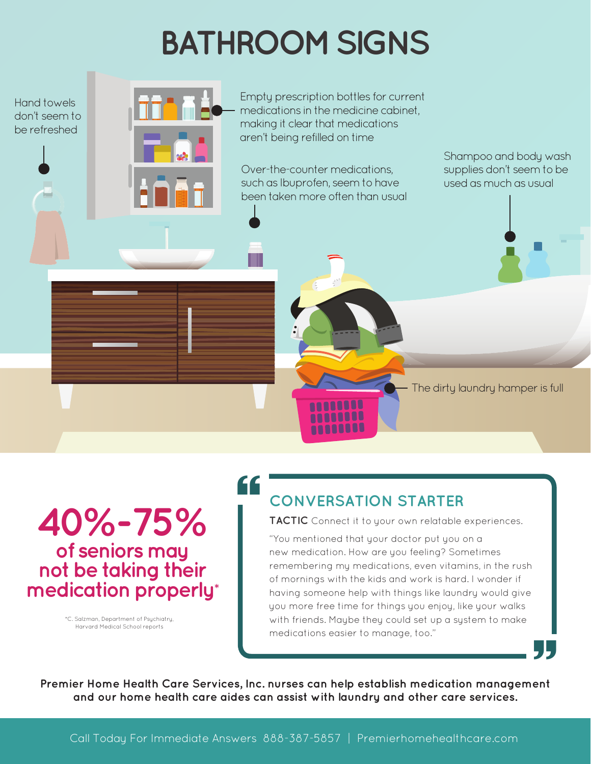# BATHROOM SIGNS

Hand towels don't seem to be refreshed

Empty prescription bottles for current medications in the medicine cabinet, making it clear that medications aren't being refilled on time

Over-the-counter medications, such as Ibuprofen, seem to have been taken more often than usual

Shampoo and body wash supplies don't seem to be used as much as usual

The dirty laundry hamper is full

## 40%-75%

**of seniors may not be taking their medication properly***

*C. Salzman, Department of Psychiatry, Harvard Medical School reports

## CONVERSATION STARTER

**TACTIC** Connect it to your own relatable experiences.

"You mentioned that your doctor put you on a new medication. How are you feeling? Sometimes remembering my medications, even vitamins, in the rush of mornings with the kids and work is hard. I wonder if having someone help with things like laundry would give you more free time for things you enjoy, like your walks with friends. Maybe they could set up a system to make medications easier to manage, too."

**Premier Home Health Care Services, Inc. nurses can help establish medication management and our home health care aides can assist with laundry and other care services.**

Call Today For Immediate Answers 888-387-5857 | Premierhomehealthcare.com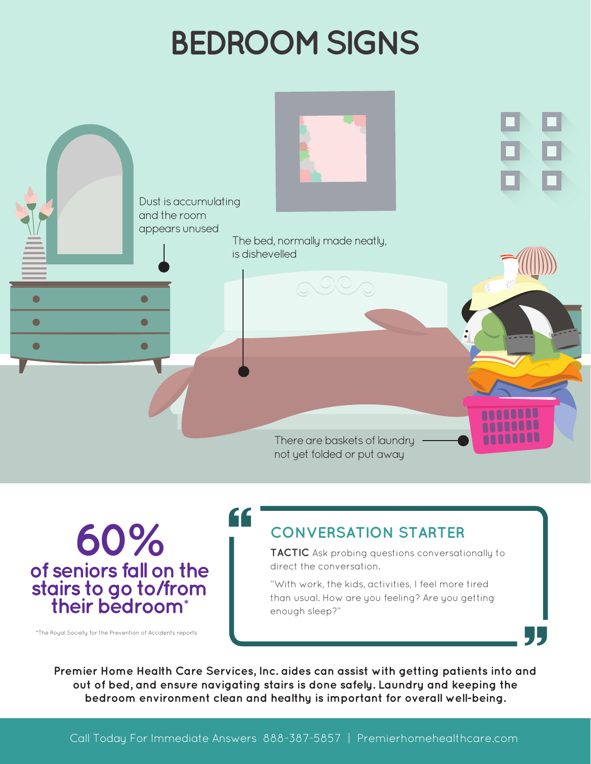# BEDROOM SIGNS

Dust is accumulating and the room appears unused

The bed, normally made neatly, is dishevelled

There are baskets of laundry not yet folded or put away

**60%**

**of seniors fall on the stairs to go to/from their bedroom***

*The Royal Society for the Prevention of Accidents reports

## CONVERSATION STARTER

**TACTIC** Ask probing questions conversationally to direct the conversation.

"With work, the kids, activities, I feel more tired than usual. How are you feeling? Are you getting enough sleep?"

**Premier Home Health Care Services, Inc. aides can assist with getting patients into and out of bed, and ensure navigating stairs is done safely. Laundry and keeping the bedroom environment clean and healthy is important for overall well-being.**

Call Today For Immediate Answers 888-387-5857 | Premierhomehealthcare.com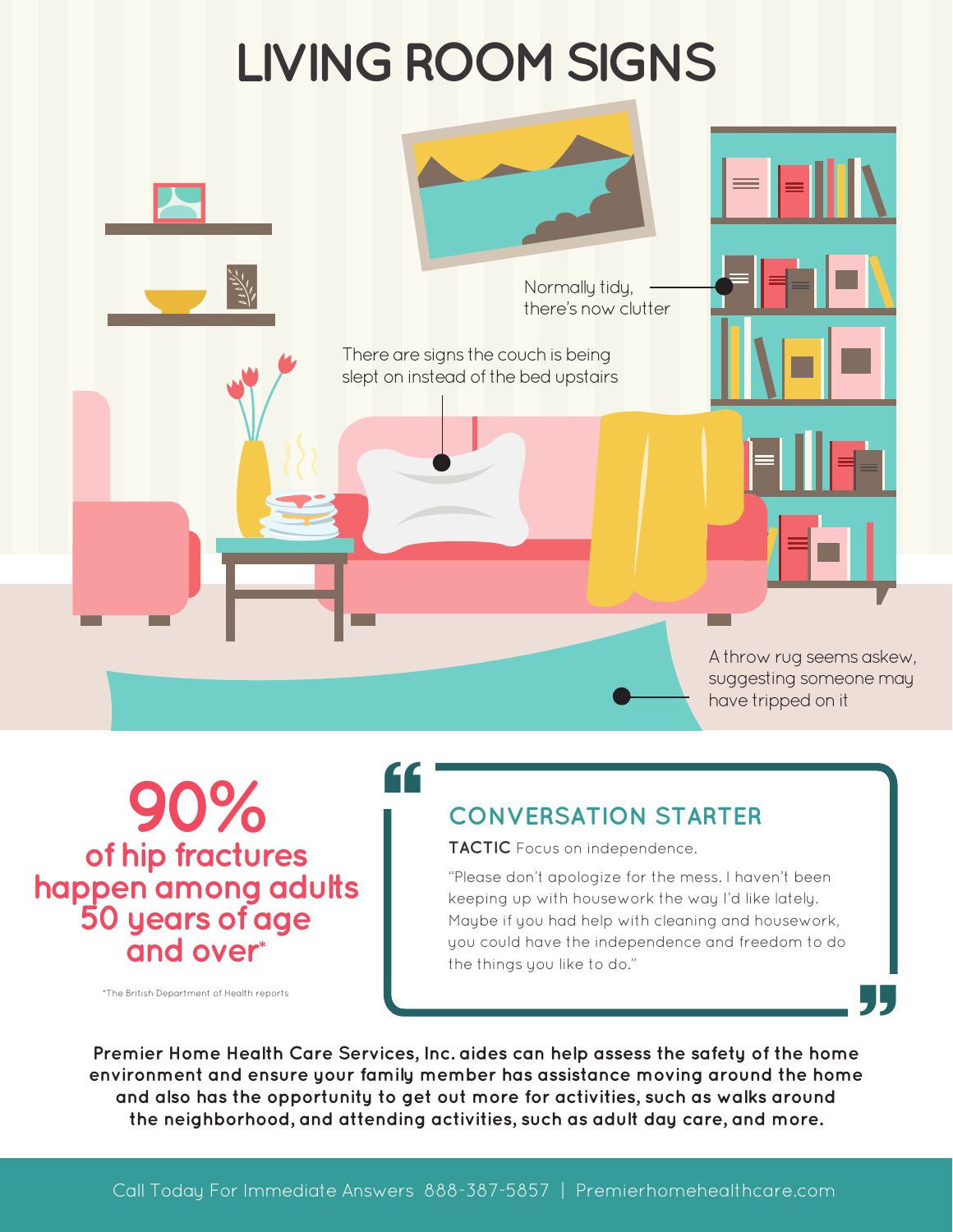# LIVING ROOM SIGNS

Normally tidy, there's now clutter

There are signs the couch is being slept on instead of the bed upstairs

A throw rug seems askew, suggesting someone may have tripped on it

## 90%

**of hip fractures happen among adults 50 years of age and over***

*The British Department of Health reports

### CONVERSATION STARTER

**TACTIC** Focus on independence.

"Please don't apologize for the mess. I haven't been keeping up with housework the way I'd like lately. Maybe if you had help with cleaning and housework, you could have the independence and freedom to do the things you like to do."

**Premier Home Health Care Services, Inc. aides can help assess the safety of the home environment and ensure your family member has assistance moving around the home and also has the opportunity to get out more for activities, such as walks around the neighborhood, and attending activities, such as adult day care, and more.**

Call Today For Immediate Answers 888-387-5857 | Premierhomehealthcare.com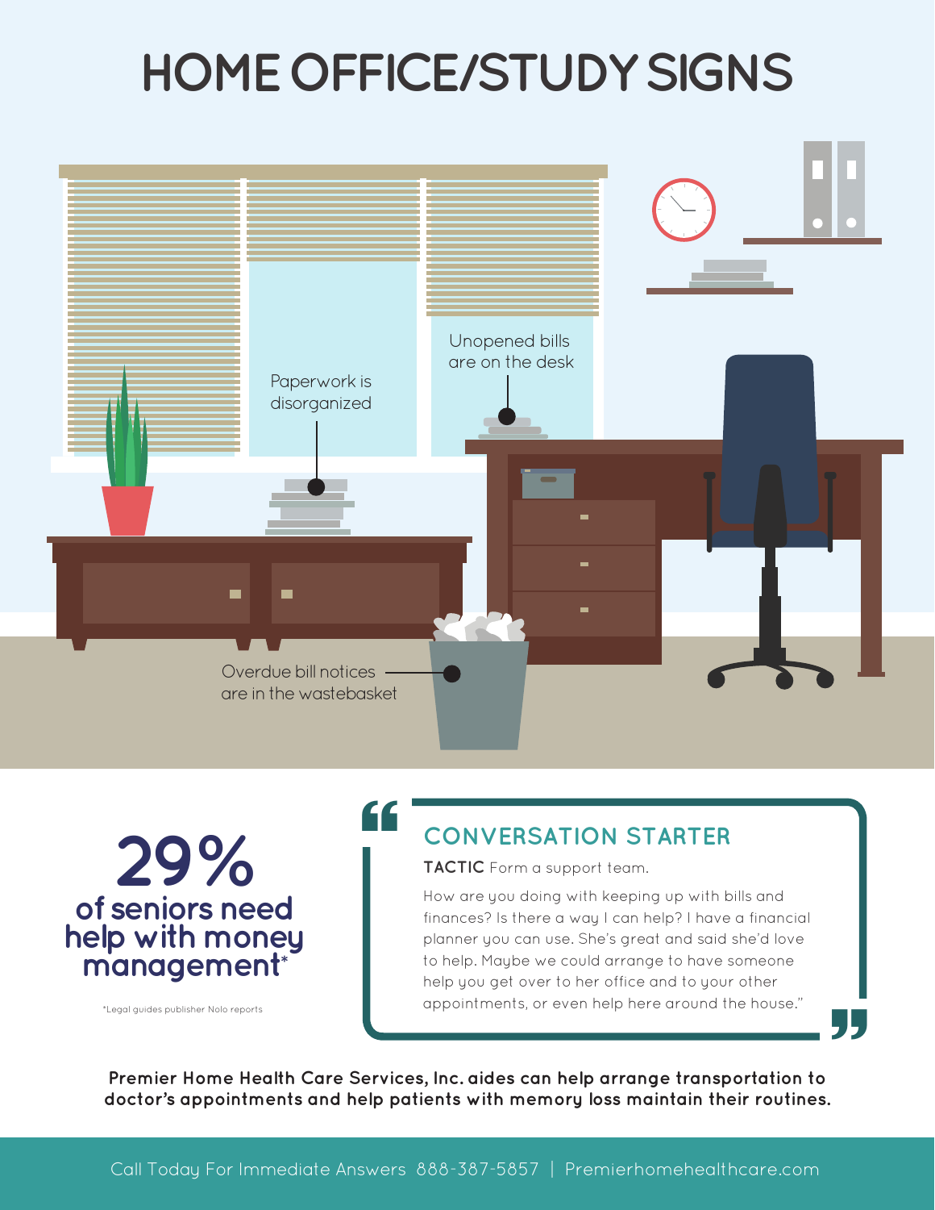# HOME OFFICE/STUDY SIGNS

Paperwork is disorganized

Unopened bills are on the desk

Overdue bill notices are in the wastebasket

**29%** of seniors need help with money management*

*Legal guides publisher Nolo reports

## CONVERSATION STARTER

**TACTIC** Form a support team.

How are you doing with keeping up with bills and finances? Is there a way I can help? I have a financial planner you can use. She's great and said she'd love to help. Maybe we could arrange to have someone help you get over to her office and to your other appointments, or even help here around the house."

**Premier Home Health Care Services, Inc. aides can help arrange transportation to doctor's appointments and help patients with memory loss maintain their routines.**

Call Today For Immediate Answers 888-387-5857 | Premierhomehealthcare.com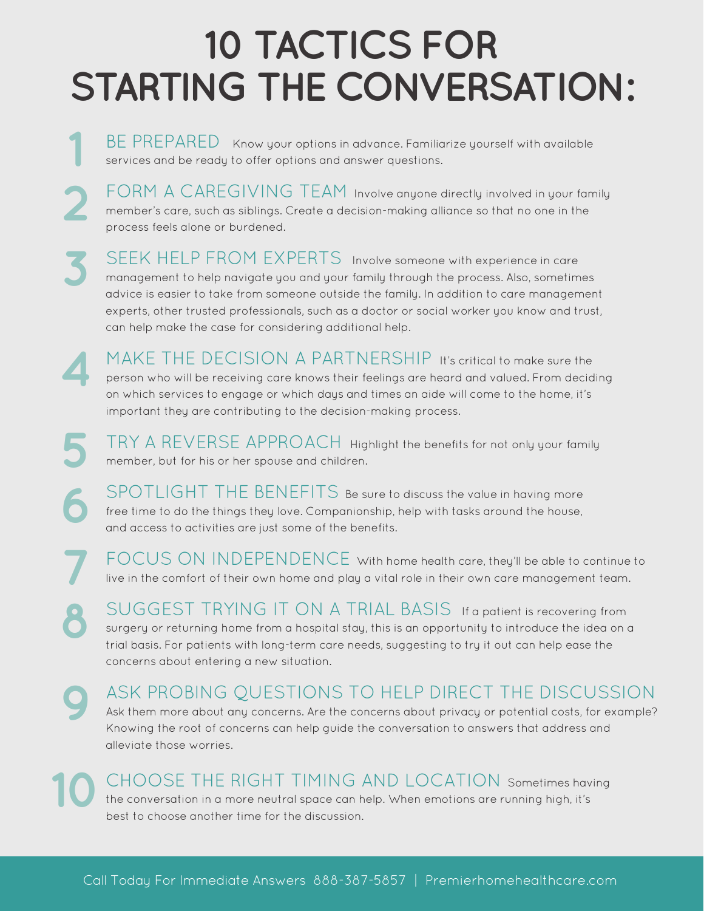# 10 TACTICS FOR STARTING THE CONVERSATION:

1. **BE PREPARED** Know your options in advance. Familiarize yourself with available services and be ready to offer options and answer questions.

2. **FORM A CAREGIVING TEAM** Involve anyone directly involved in your family member's care, such as siblings. Create a decision-making alliance so that no one in the process feels alone or burdened.

3. **SEEK HELP FROM EXPERTS** Involve someone with experience in care management to help navigate you and your family through the process. Also, sometimes advice is easier to take from someone outside the family. In addition to care management experts, other trusted professionals, such as a doctor or social worker you know and trust, can help make the case for considering additional help.

4. **MAKE THE DECISION A PARTNERSHIP** It's critical to make sure the person who will be receiving care knows their feelings are heard and valued. From deciding on which services to engage or which days and times an aide will come to the home, it's important they are contributing to the decision-making process.

5. **TRY A REVERSE APPROACH** Highlight the benefits for not only your family member, but for his or her spouse and children.

6. **SPOTLIGHT THE BENEFITS** Be sure to discuss the value in having more free time to do the things they love. Companionship, help with tasks around the house, and access to activities are just some of the benefits.

7. **FOCUS ON INDEPENDENCE** With home health care, they'll be able to continue to live in the comfort of their own home and play a vital role in their own care management team.

8. **SUGGEST TRYING IT ON A TRIAL BASIS** If a patient is recovering from surgery or returning home from a hospital stay, this is an opportunity to introduce the idea on a trial basis. For patients with long-term care needs, suggesting to try it out can help ease the concerns about entering a new situation.

9. **ASK PROBING QUESTIONS TO HELP DIRECT THE DISCUSSION** Ask them more about any concerns. Are the concerns about privacy or potential costs, for example? Knowing the root of concerns can help guide the conversation to answers that address and alleviate those worries.

10. **CHOOSE THE RIGHT TIMING AND LOCATION** Sometimes having the conversation in a more neutral space can help. When emotions are running high, it's best to choose another time for the discussion.

Call Today For Immediate Answers 888-387-5857 | Premierhomehealthcare.com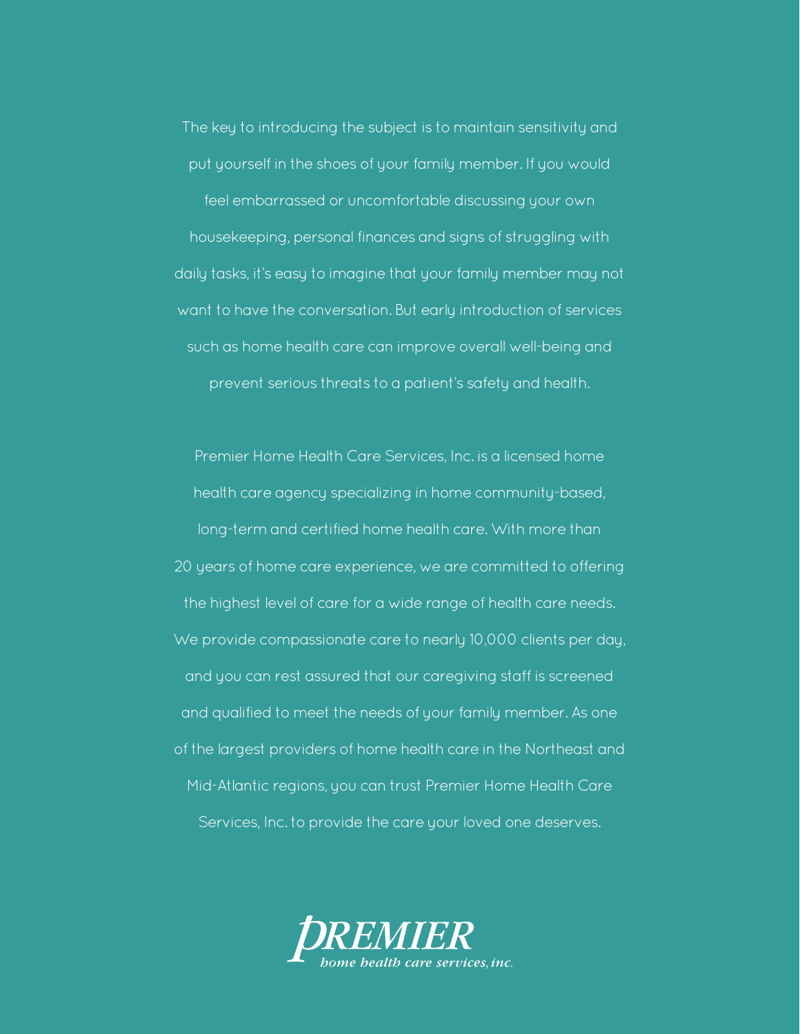The key to introducing the subject is to maintain sensitivity and put yourself in the shoes of your family member. If you would feel embarrassed or uncomfortable discussing your own housekeeping, personal finances and signs of struggling with daily tasks, it's easy to imagine that your family member may not want to have the conversation. But early introduction of services such as home health care can improve overall well-being and prevent serious threats to a patient's safety and health.

Premier Home Health Care Services, Inc. is a licensed home health care agency specializing in home community-based, long-term and certified home health care. With more than 20 years of home care experience, we are committed to offering the highest level of care for a wide range of health care needs. We provide compassionate care to nearly 10,000 clients per day, and you can rest assured that our caregiving staff is screened and qualified to meet the needs of your family member. As one of the largest providers of home health care in the Northeast and Mid-Atlantic regions, you can trust Premier Home Health Care Services, Inc. to provide the care your loved one deserves.

PREMIER
*home health care services, inc.*